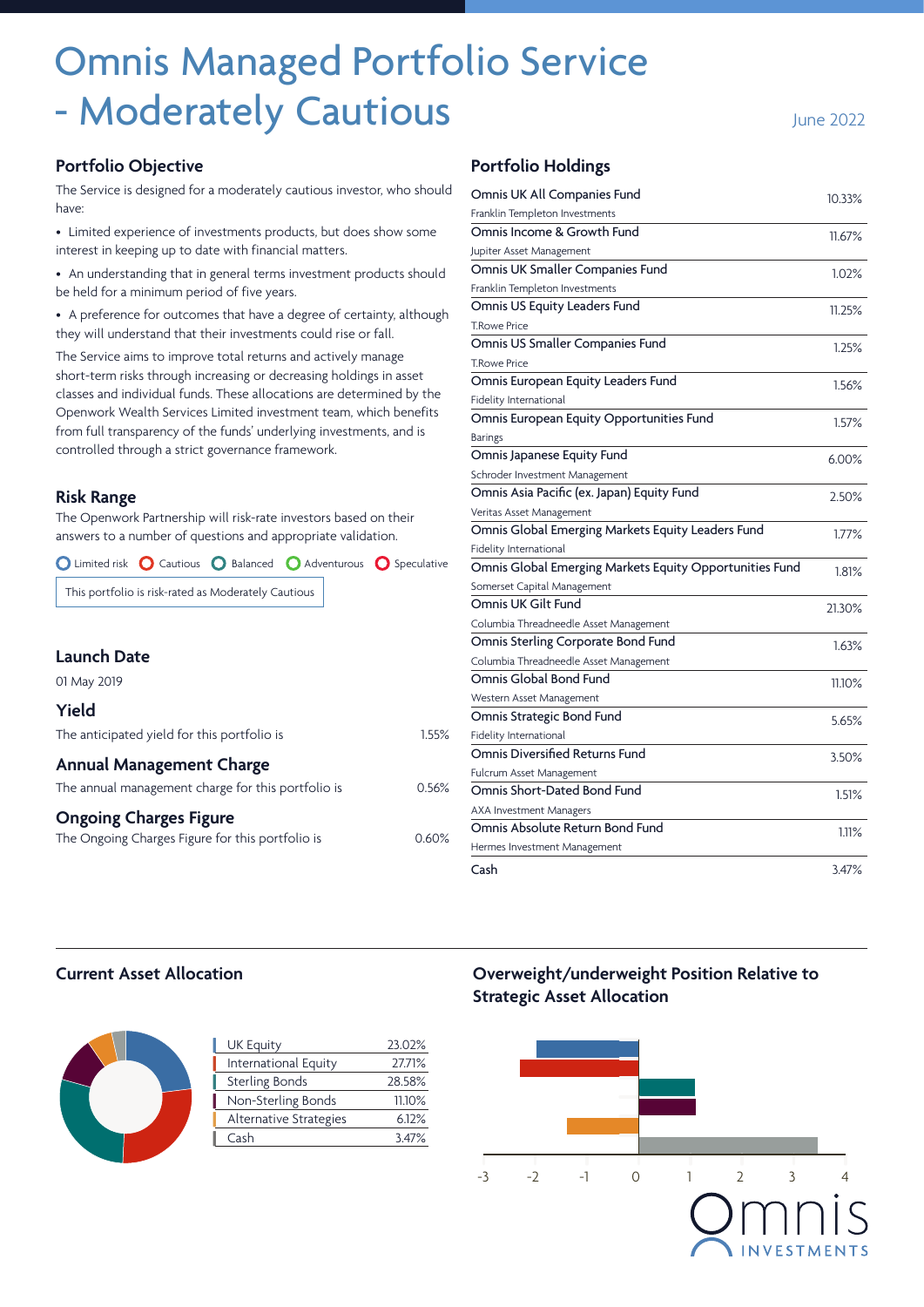# Omnis Managed Portfolio Service - Moderately Cautious

June 2022

## Portfolio Objective

The Service is designed for a moderately cautious investor, who should have:

- Limited experience of investments products, but does show some interest in keeping up to date with financial matters.
- An understanding that in general terms investment products should be held for a minimum period of five years.
- A preference for outcomes that have a degree of certainty, although they will understand that their investments could rise or fall.

The Service aims to improve total returns and actively manage short-term risks through increasing or decreasing holdings in asset classes and individual funds. These allocations are determined by the Openwork Wealth Services Limited investment team, which benefits from full transparency of the funds' underlying investments, and is controlled through a strict governance framework.

## Risk Range

The Openwork Partnership will risk-rate investors based on their answers to a number of questions and appropriate validation.

Limited risk | Cautious | Balanced | Adventurous | Speculative

This portfolio is risk-rated as Moderately Cautious

## Launch Date

01 May 2019

## Yield

The anticipated yield for this portfolio is 1.55%

## Annual Management Charge

The annual management charge for this portfolio is 0.56%

## Ongoing Charges Figure

The Ongoing Charges Figure for this portfolio is 0.60%

## Portfolio Holdings

| Fund | Manager | Weight |
|---|---|---|
| Omnis UK All Companies Fund | Franklin Templeton Investments | 10.33% |
| Omnis Income & Growth Fund | Jupiter Asset Management | 11.67% |
| Omnis UK Smaller Companies Fund | Franklin Templeton Investments | 1.02% |
| Omnis US Equity Leaders Fund | T.Rowe Price | 11.25% |
| Omnis US Smaller Companies Fund | T.Rowe Price | 1.25% |
| Omnis European Equity Leaders Fund | Fidelity International | 1.56% |
| Omnis European Equity Opportunities Fund | Barings | 1.57% |
| Omnis Japanese Equity Fund | Schroder Investment Management | 6.00% |
| Omnis Asia Pacific (ex. Japan) Equity Fund | Veritas Asset Management | 2.50% |
| Omnis Global Emerging Markets Equity Leaders Fund | Fidelity International | 1.77% |
| Omnis Global Emerging Markets Equity Opportunities Fund | Somerset Capital Management | 1.81% |
| Omnis UK Gilt Fund | Columbia Threadneedle Asset Management | 21.30% |
| Omnis Sterling Corporate Bond Fund | Columbia Threadneedle Asset Management | 1.63% |
| Omnis Global Bond Fund | Western Asset Management | 11.10% |
| Omnis Strategic Bond Fund | Fidelity International | 5.65% |
| Omnis Diversified Returns Fund | Fulcrum Asset Management | 3.50% |
| Omnis Short-Dated Bond Fund | AXA Investment Managers | 1.51% |
| Omnis Absolute Return Bond Fund | Hermes Investment Management | 1.11% |
| Cash | | 3.47% |

## Current Asset Allocation

| Asset Class | Allocation |
|---|---|
| UK Equity | 23.02% |
| International Equity | 27.71% |
| Sterling Bonds | 28.58% |
| Non-Sterling Bonds | 11.10% |
| Alternative Strategies | 6.12% |
| Cash | 3.47% |

## Overweight/underweight Position Relative to Strategic Asset Allocation

-3 -2 -1 0 1 2 3 4

Omnis INVESTMENTS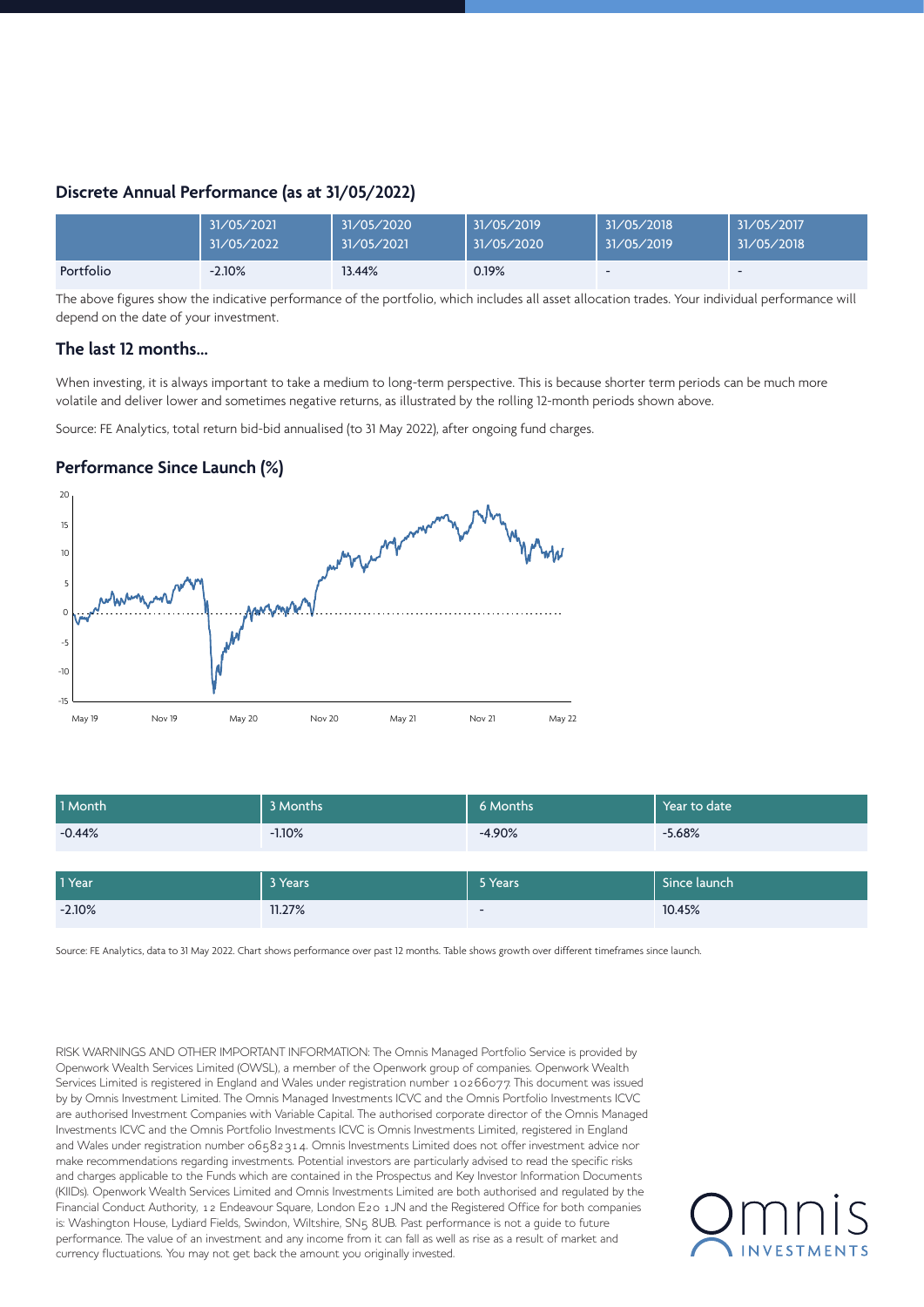## Discrete Annual Performance (as at 31/05/2022)

| | 31/05/2021 31/05/2022 | 31/05/2020 31/05/2021 | 31/05/2019 31/05/2020 | 31/05/2018 31/05/2019 | 31/05/2017 31/05/2018 |
|---|---|---|---|---|---|
| Portfolio | -2.10% | 13.44% | 0.19% | - | - |

The above figures show the indicative performance of the portfolio, which includes all asset allocation trades. Your individual performance will depend on the date of your investment.

## The last 12 months...

When investing, it is always important to take a medium to long-term perspective. This is because shorter term periods can be much more volatile and deliver lower and sometimes negative returns, as illustrated by the rolling 12-month periods shown above.

Source: FE Analytics, total return bid-bid annualised (to 31 May 2022), after ongoing fund charges.

## Performance Since Launch (%)

20
15
10
5
0
-5
-10
-15

May 19 Nov 19 May 20 Nov 20 May 21 Nov 21 May 22

| 1 Month | 3 Months | 6 Months | Year to date |
|---|---|---|---|
| -0.44% | -1.10% | -4.90% | -5.68% |

| 1 Year | 3 Years | 5 Years | Since launch |
|---|---|---|---|
| -2.10% | 11.27% | - | 10.45% |

Source: FE Analytics, data to 31 May 2022. Chart shows performance over past 12 months. Table shows growth over different timeframes since launch.

RISK WARNINGS AND OTHER IMPORTANT INFORMATION: The Omnis Managed Portfolio Service is provided by Openwork Wealth Services Limited (OWSL), a member of the Openwork group of companies. Openwork Wealth Services Limited is registered in England and Wales under registration number 10266077. This document was issued by by Omnis Investment Limited. The Omnis Managed Investments ICVC and the Omnis Portfolio Investments ICVC are authorised Investment Companies with Variable Capital. The authorised corporate director of the Omnis Managed Investments ICVC and the Omnis Portfolio Investments ICVC is Omnis Investments Limited, registered in England and Wales under registration number 06582314. Omnis Investments Limited does not offer investment advice nor make recommendations regarding investments. Potential investors are particularly advised to read the specific risks and charges applicable to the Funds which are contained in the Prospectus and Key Investor Information Documents (KIIDs). Openwork Wealth Services Limited and Omnis Investments Limited are both authorised and regulated by the Financial Conduct Authority, 12 Endeavour Square, London E20 1JN and the Registered Office for both companies is: Washington House, Lydiard Fields, Swindon, Wiltshire, SN5 8UB. Past performance is not a guide to future performance. The value of an investment and any income from it can fall as well as rise as a result of market and currency fluctuations. You may not get back the amount you originally invested.

Omnis INVESTMENTS